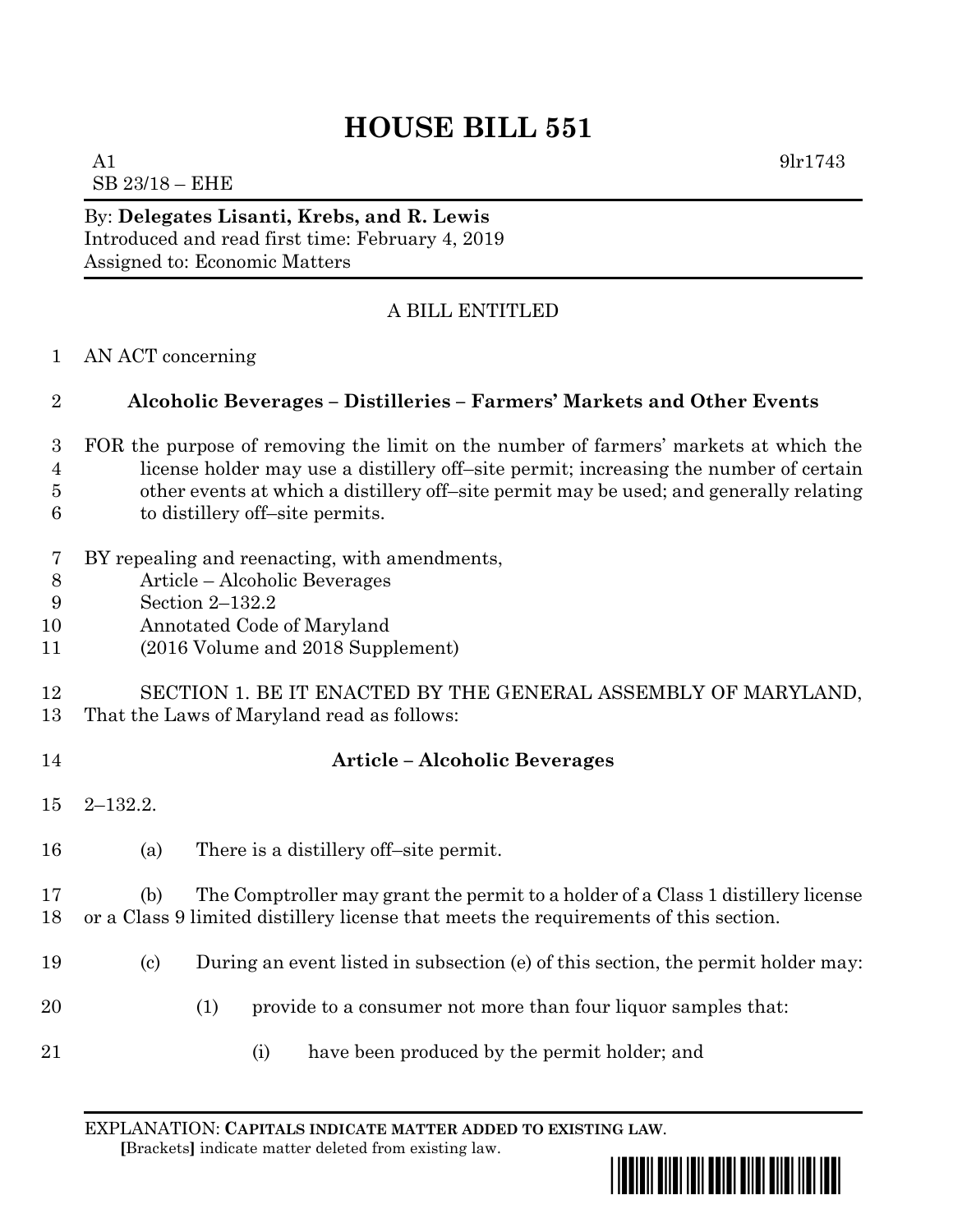# HOUSE BILL 551

A1 9lr1743
SB 23/18 – EHE

By: **Delegates Lisanti, Krebs, and R. Lewis**
Introduced and read first time: February 4, 2019
Assigned to: Economic Matters

A BILL ENTITLED

1 AN ACT concerning

2 **Alcoholic Beverages – Distilleries – Farmers' Markets and Other Events**

3 FOR the purpose of removing the limit on the number of farmers' markets at which the
4 license holder may use a distillery off–site permit; increasing the number of certain
5 other events at which a distillery off–site permit may be used; and generally relating
6 to distillery off–site permits.

7 BY repealing and reenacting, with amendments,
8 Article – Alcoholic Beverages
9 Section 2–132.2
10 Annotated Code of Maryland
11 (2016 Volume and 2018 Supplement)

12 SECTION 1. BE IT ENACTED BY THE GENERAL ASSEMBLY OF MARYLAND,
13 That the Laws of Maryland read as follows:

14 **Article – Alcoholic Beverages**

15 2–132.2.

16 (a) There is a distillery off–site permit.

17 (b) The Comptroller may grant the permit to a holder of a Class 1 distillery license
18 or a Class 9 limited distillery license that meets the requirements of this section.

19 (c) During an event listed in subsection (e) of this section, the permit holder may:

20 (1) provide to a consumer not more than four liquor samples that:

21 (i) have been produced by the permit holder; and

EXPLANATION: **CAPITALS INDICATE MATTER ADDED TO EXISTING LAW**.
**[**Brackets**]** indicate matter deleted from existing law.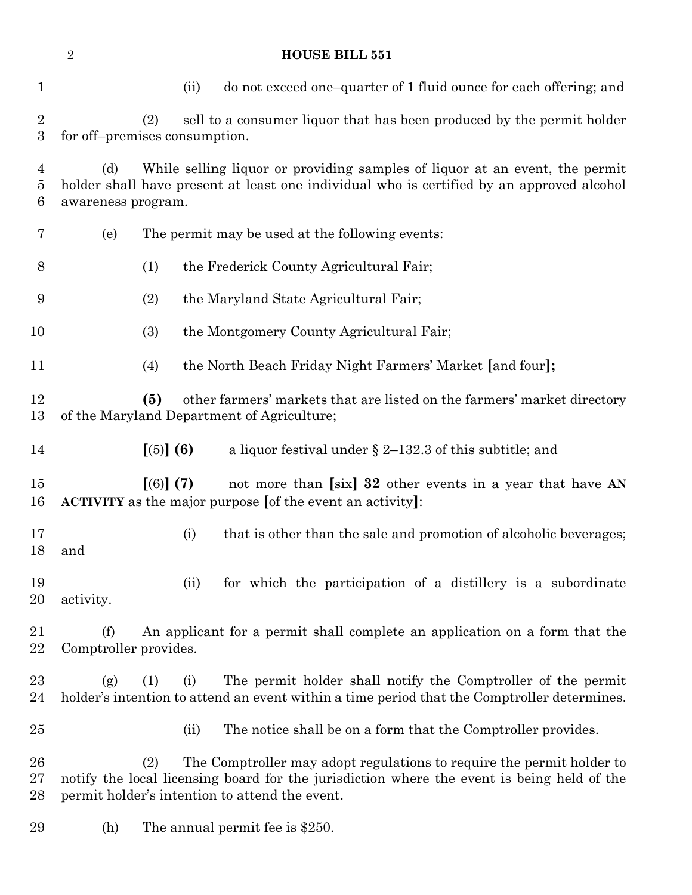(ii) do not exceed one–quarter of 1 fluid ounce for each offering; and

(2) sell to a consumer liquor that has been produced by the permit holder for off–premises consumption.

(d) While selling liquor or providing samples of liquor at an event, the permit holder shall have present at least one individual who is certified by an approved alcohol awareness program.

(e) The permit may be used at the following events:

(1) the Frederick County Agricultural Fair;

(2) the Maryland State Agricultural Fair;

(3) the Montgomery County Agricultural Fair;

(4) the North Beach Friday Night Farmers' Market **[**and four**];**

**(5)** other farmers' markets that are listed on the farmers' market directory of the Maryland Department of Agriculture;

**[**(5)**] (6)** a liquor festival under § 2–132.3 of this subtitle; and

**[**(6)**] (7)** not more than **[**six**] 32** other events in a year that have **AN ACTIVITY** as the major purpose **[**of the event an activity**]**:

(i) that is other than the sale and promotion of alcoholic beverages; and

(ii) for which the participation of a distillery is a subordinate activity.

(f) An applicant for a permit shall complete an application on a form that the Comptroller provides.

(g) (1) (i) The permit holder shall notify the Comptroller of the permit holder's intention to attend an event within a time period that the Comptroller determines.

(ii) The notice shall be on a form that the Comptroller provides.

(2) The Comptroller may adopt regulations to require the permit holder to notify the local licensing board for the jurisdiction where the event is being held of the permit holder's intention to attend the event.

(h) The annual permit fee is $250.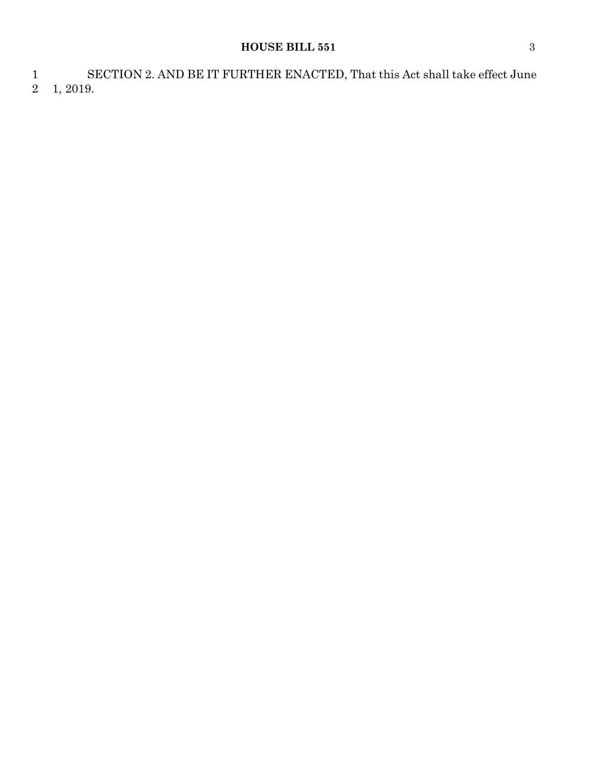SECTION 2. AND BE IT FURTHER ENACTED, That this Act shall take effect June 1, 2019.